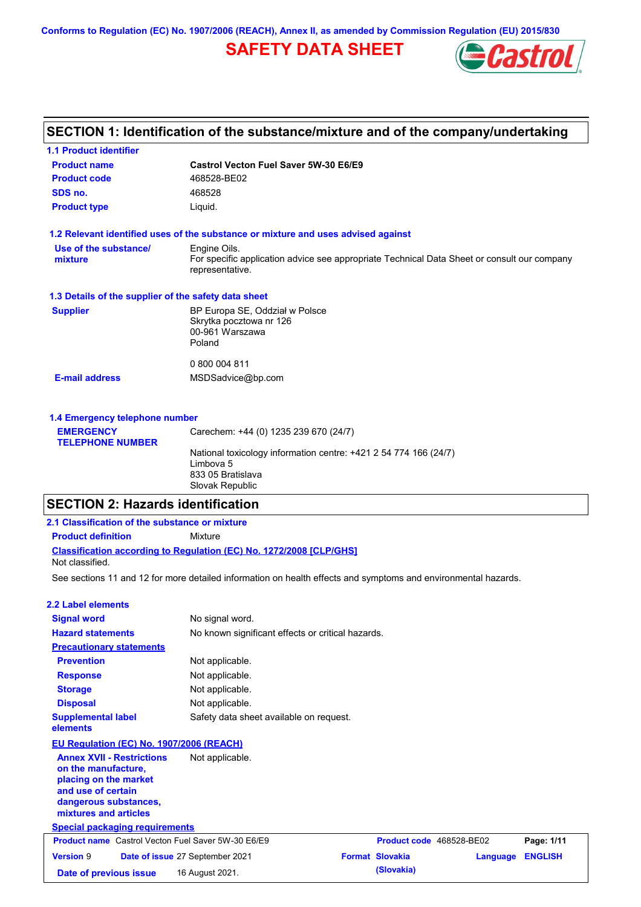Conforms to Regulation (EC) No. 1907/2006 (REACH), Annex II, as amended by Commission Regulation (EU) 2015/830

# SAFETY DATA SHEET

## SECTION 1: Identification of the substance/mixture and of the company/undertaking

### 1.1 Product identifier

| | |
|---|---|
| **Product name** | **Castrol Vecton Fuel Saver 5W-30 E6/E9** |
| **Product code** | 468528-BE02 |
| **SDS no.** | 468528 |
| **Product type** | Liquid. |

### 1.2 Relevant identified uses of the substance or mixture and uses advised against

| | |
|---|---|
| **Use of the substance/ mixture** | Engine Oils.<br>For specific application advice see appropriate Technical Data Sheet or consult our company representative. |

### 1.3 Details of the supplier of the safety data sheet

| | |
|---|---|
| **Supplier** | BP Europa SE, Oddział w Polsce<br>Skrytka pocztowa nr 126<br>00-961 Warszawa<br>Poland<br><br>0 800 004 811 |
| **E-mail address** | MSDSadvice@bp.com |

### 1.4 Emergency telephone number

| | |
|---|---|
| **EMERGENCY TELEPHONE NUMBER** | Carechem: +44 (0) 1235 239 670 (24/7)<br><br>National toxicology information centre: +421 2 54 774 166 (24/7)<br>Limbova 5<br>833 05 Bratislava<br>Slovak Republic |

## SECTION 2: Hazards identification

### 2.1 Classification of the substance or mixture

**Product definition** Mixture

**Classification according to Regulation (EC) No. 1272/2008 [CLP/GHS]**

Not classified.

See sections 11 and 12 for more detailed information on health effects and symptoms and environmental hazards.

### 2.2 Label elements

| | |
|---|---|
| **Signal word** | No signal word. |
| **Hazard statements** | No known significant effects or critical hazards. |
| **Precautionary statements** | |
| **Prevention** | Not applicable. |
| **Response** | Not applicable. |
| **Storage** | Not applicable. |
| **Disposal** | Not applicable. |
| **Supplemental label elements** | Safety data sheet available on request. |

**EU Regulation (EC) No. 1907/2006 (REACH)**

| | |
|---|---|
| **Annex XVII - Restrictions on the manufacture, placing on the market and use of certain dangerous substances, mixtures and articles** | Not applicable. |

**Special packaging requirements**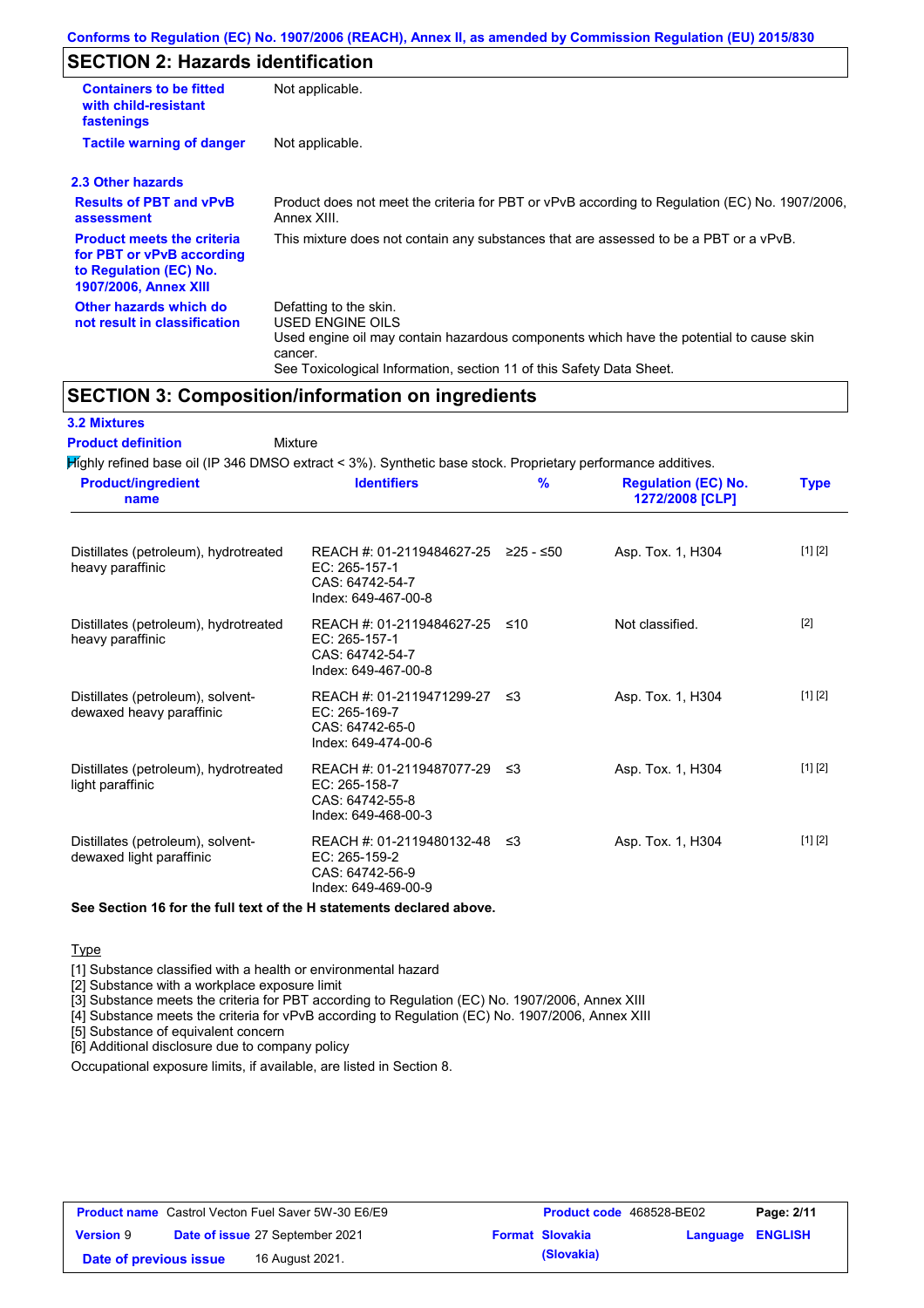## SECTION 2: Hazards identification

| | |
|---|---|
| **Containers to be fitted with child-resistant fastenings** | Not applicable. |
| **Tactile warning of danger** | Not applicable. |

### 2.3 Other hazards

| | |
|---|---|
| **Results of PBT and vPvB assessment** | Product does not meet the criteria for PBT or vPvB according to Regulation (EC) No. 1907/2006, Annex XIII. |
| **Product meets the criteria for PBT or vPvB according to Regulation (EC) No. 1907/2006, Annex XIII** | This mixture does not contain any substances that are assessed to be a PBT or a vPvB. |
| **Other hazards which do not result in classification** | Defatting to the skin.<br>USED ENGINE OILS<br>Used engine oil may contain hazardous components which have the potential to cause skin cancer.<br>See Toxicological Information, section 11 of this Safety Data Sheet. |

## SECTION 3: Composition/information on ingredients

### 3.2 Mixtures

**Product definition** Mixture

Highly refined base oil (IP 346 DMSO extract < 3%). Synthetic base stock. Proprietary performance additives.

| Product/ingredient name | Identifiers | % | Regulation (EC) No. 1272/2008 [CLP] | Type |
|---|---|---|---|---|
| Distillates (petroleum), hydrotreated heavy paraffinic | REACH #: 01-2119484627-25<br>EC: 265-157-1<br>CAS: 64742-54-7<br>Index: 649-467-00-8 | ≥25 - ≤50 | Asp. Tox. 1, H304 | [1] [2] |
| Distillates (petroleum), hydrotreated heavy paraffinic | REACH #: 01-2119484627-25<br>EC: 265-157-1<br>CAS: 64742-54-7<br>Index: 649-467-00-8 | ≤10 | Not classified. | [2] |
| Distillates (petroleum), solvent-dewaxed heavy paraffinic | REACH #: 01-2119471299-27<br>EC: 265-169-7<br>CAS: 64742-65-0<br>Index: 649-474-00-6 | ≤3 | Asp. Tox. 1, H304 | [1] [2] |
| Distillates (petroleum), hydrotreated light paraffinic | REACH #: 01-2119487077-29<br>EC: 265-158-7<br>CAS: 64742-55-8<br>Index: 649-468-00-3 | ≤3 | Asp. Tox. 1, H304 | [1] [2] |
| Distillates (petroleum), solvent-dewaxed light paraffinic | REACH #: 01-2119480132-48<br>EC: 265-159-2<br>CAS: 64742-56-9<br>Index: 649-469-00-9 | ≤3 | Asp. Tox. 1, H304 | [1] [2] |

**See Section 16 for the full text of the H statements declared above.**

Type

[1] Substance classified with a health or environmental hazard
[2] Substance with a workplace exposure limit
[3] Substance meets the criteria for PBT according to Regulation (EC) No. 1907/2006, Annex XIII
[4] Substance meets the criteria for vPvB according to Regulation (EC) No. 1907/2006, Annex XIII
[5] Substance of equivalent concern
[6] Additional disclosure due to company policy

Occupational exposure limits, if available, are listed in Section 8.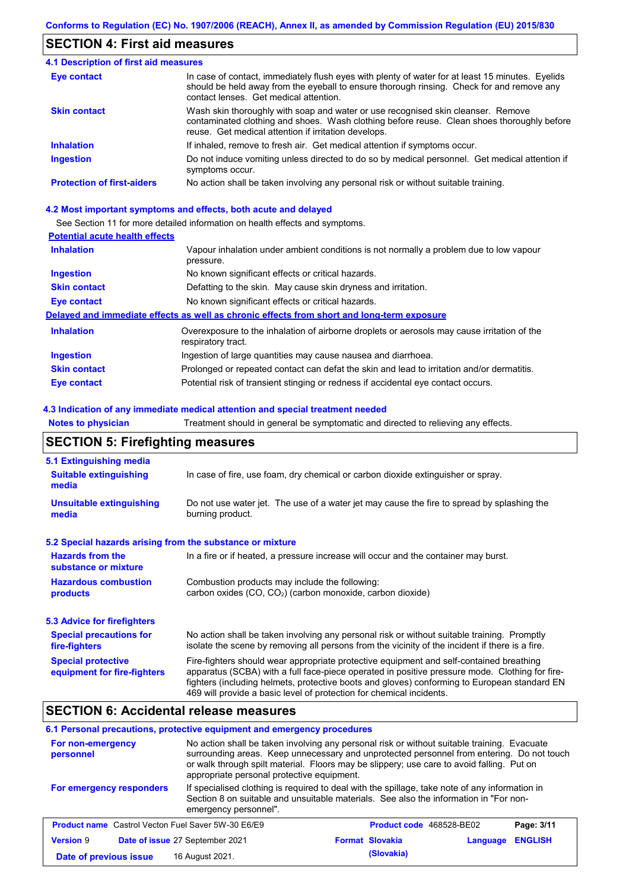## SECTION 4: First aid measures

### 4.1 Description of first aid measures

| | |
|---|---|
| **Eye contact** | In case of contact, immediately flush eyes with plenty of water for at least 15 minutes. Eyelids should be held away from the eyeball to ensure thorough rinsing. Check for and remove any contact lenses. Get medical attention. |
| **Skin contact** | Wash skin thoroughly with soap and water or use recognised skin cleanser. Remove contaminated clothing and shoes. Wash clothing before reuse. Clean shoes thoroughly before reuse. Get medical attention if irritation develops. |
| **Inhalation** | If inhaled, remove to fresh air. Get medical attention if symptoms occur. |
| **Ingestion** | Do not induce vomiting unless directed to do so by medical personnel. Get medical attention if symptoms occur. |
| **Protection of first-aiders** | No action shall be taken involving any personal risk or without suitable training. |

### 4.2 Most important symptoms and effects, both acute and delayed

See Section 11 for more detailed information on health effects and symptoms.

**Potential acute health effects**

| | |
|---|---|
| **Inhalation** | Vapour inhalation under ambient conditions is not normally a problem due to low vapour pressure. |
| **Ingestion** | No known significant effects or critical hazards. |
| **Skin contact** | Defatting to the skin. May cause skin dryness and irritation. |
| **Eye contact** | No known significant effects or critical hazards. |

**Delayed and immediate effects as well as chronic effects from short and long-term exposure**

| | |
|---|---|
| **Inhalation** | Overexposure to the inhalation of airborne droplets or aerosols may cause irritation of the respiratory tract. |
| **Ingestion** | Ingestion of large quantities may cause nausea and diarrhoea. |
| **Skin contact** | Prolonged or repeated contact can defat the skin and lead to irritation and/or dermatitis. |
| **Eye contact** | Potential risk of transient stinging or redness if accidental eye contact occurs. |

### 4.3 Indication of any immediate medical attention and special treatment needed

| | |
|---|---|
| **Notes to physician** | Treatment should in general be symptomatic and directed to relieving any effects. |

## SECTION 5: Firefighting measures

### 5.1 Extinguishing media

| | |
|---|---|
| **Suitable extinguishing media** | In case of fire, use foam, dry chemical or carbon dioxide extinguisher or spray. |
| **Unsuitable extinguishing media** | Do not use water jet. The use of a water jet may cause the fire to spread by splashing the burning product. |

### 5.2 Special hazards arising from the substance or mixture

| | |
|---|---|
| **Hazards from the substance or mixture** | In a fire or if heated, a pressure increase will occur and the container may burst. |
| **Hazardous combustion products** | Combustion products may include the following: carbon oxides (CO, $CO_2$) (carbon monoxide, carbon dioxide) |

### 5.3 Advice for firefighters

| | |
|---|---|
| **Special precautions for fire-fighters** | No action shall be taken involving any personal risk or without suitable training. Promptly isolate the scene by removing all persons from the vicinity of the incident if there is a fire. |
| **Special protective equipment for fire-fighters** | Fire-fighters should wear appropriate protective equipment and self-contained breathing apparatus (SCBA) with a full face-piece operated in positive pressure mode. Clothing for fire-fighters (including helmets, protective boots and gloves) conforming to European standard EN 469 will provide a basic level of protection for chemical incidents. |

## SECTION 6: Accidental release measures

### 6.1 Personal precautions, protective equipment and emergency procedures

| | |
|---|---|
| **For non-emergency personnel** | No action shall be taken involving any personal risk or without suitable training. Evacuate surrounding areas. Keep unnecessary and unprotected personnel from entering. Do not touch or walk through spilt material. Floors may be slippery; use care to avoid falling. Put on appropriate personal protective equipment. |
| **For emergency responders** | If specialised clothing is required to deal with the spillage, take note of any information in Section 8 on suitable and unsuitable materials. See also the information in "For non-emergency personnel". |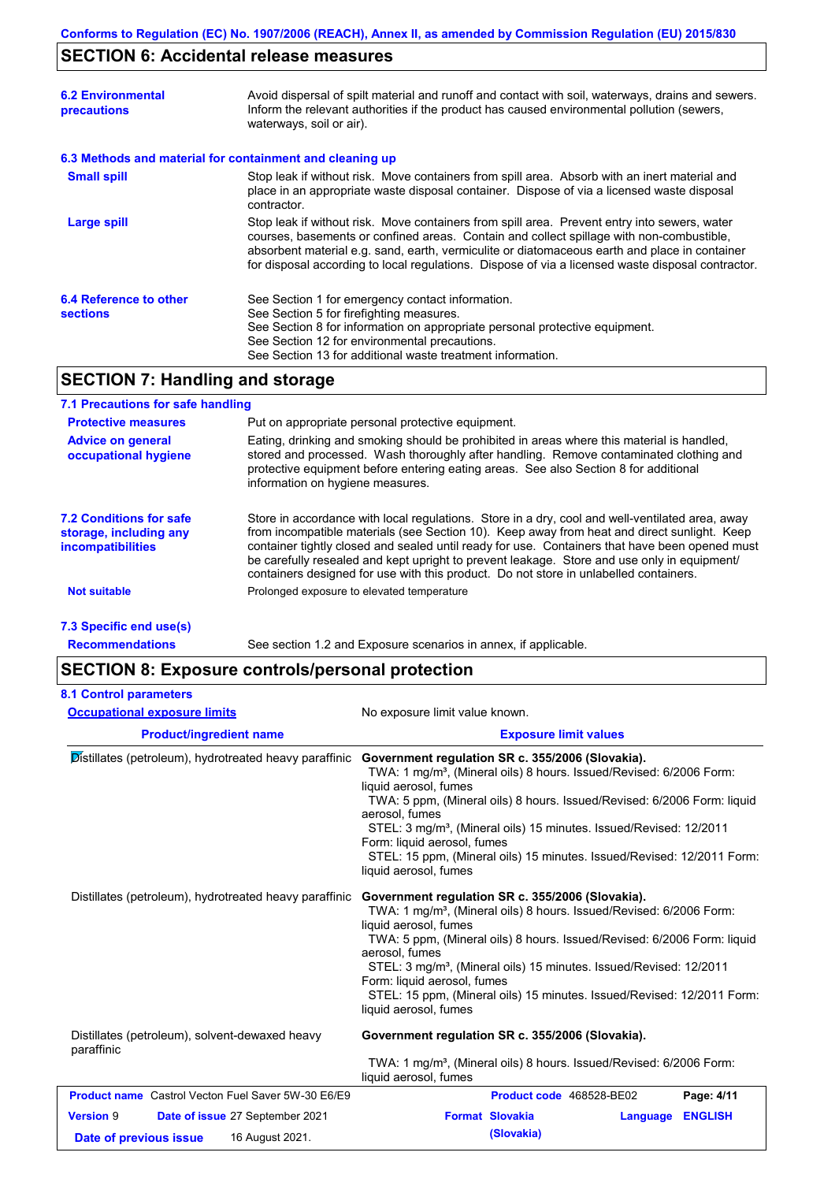## SECTION 6: Accidental release measures

| | |
|---|---|
| **6.2 Environmental precautions** | Avoid dispersal of spilt material and runoff and contact with soil, waterways, drains and sewers. Inform the relevant authorities if the product has caused environmental pollution (sewers, waterways, soil or air). |

### 6.3 Methods and material for containment and cleaning up

| | |
|---|---|
| **Small spill** | Stop leak if without risk. Move containers from spill area. Absorb with an inert material and place in an appropriate waste disposal container. Dispose of via a licensed waste disposal contractor. |
| **Large spill** | Stop leak if without risk. Move containers from spill area. Prevent entry into sewers, water courses, basements or confined areas. Contain and collect spillage with non-combustible, absorbent material e.g. sand, earth, vermiculite or diatomaceous earth and place in container for disposal according to local regulations. Dispose of via a licensed waste disposal contractor. |
| **6.4 Reference to other sections** | See Section 1 for emergency contact information.<br>See Section 5 for firefighting measures.<br>See Section 8 for information on appropriate personal protective equipment.<br>See Section 12 for environmental precautions.<br>See Section 13 for additional waste treatment information. |

## SECTION 7: Handling and storage

### 7.1 Precautions for safe handling

| | |
|---|---|
| **Protective measures** | Put on appropriate personal protective equipment. |
| **Advice on general occupational hygiene** | Eating, drinking and smoking should be prohibited in areas where this material is handled, stored and processed. Wash thoroughly after handling. Remove contaminated clothing and protective equipment before entering eating areas. See also Section 8 for additional information on hygiene measures. |
| **7.2 Conditions for safe storage, including any incompatibilities** | Store in accordance with local regulations. Store in a dry, cool and well-ventilated area, away from incompatible materials (see Section 10). Keep away from heat and direct sunlight. Keep container tightly closed and sealed until ready for use. Containers that have been opened must be carefully resealed and kept upright to prevent leakage. Store and use only in equipment/ containers designed for use with this product. Do not store in unlabelled containers. |
| **Not suitable** | Prolonged exposure to elevated temperature |

### 7.3 Specific end use(s)

| | |
|---|---|
| **Recommendations** | See section 1.2 and Exposure scenarios in annex, if applicable. |

## SECTION 8: Exposure controls/personal protection

### 8.1 Control parameters

**Occupational exposure limits** — No exposure limit value known.

| Product/ingredient name | Exposure limit values |
|---|---|
| Distillates (petroleum), hydrotreated heavy paraffinic | **Government regulation SR c. 355/2006 (Slovakia).**<br>TWA: 1 mg/m³, (Mineral oils) 8 hours. Issued/Revised: 6/2006 Form: liquid aerosol, fumes<br>TWA: 5 ppm, (Mineral oils) 8 hours. Issued/Revised: 6/2006 Form: liquid aerosol, fumes<br>STEL: 3 mg/m³, (Mineral oils) 15 minutes. Issued/Revised: 12/2011 Form: liquid aerosol, fumes<br>STEL: 15 ppm, (Mineral oils) 15 minutes. Issued/Revised: 12/2011 Form: liquid aerosol, fumes |
| Distillates (petroleum), hydrotreated heavy paraffinic | **Government regulation SR c. 355/2006 (Slovakia).**<br>TWA: 1 mg/m³, (Mineral oils) 8 hours. Issued/Revised: 6/2006 Form: liquid aerosol, fumes<br>TWA: 5 ppm, (Mineral oils) 8 hours. Issued/Revised: 6/2006 Form: liquid aerosol, fumes<br>STEL: 3 mg/m³, (Mineral oils) 15 minutes. Issued/Revised: 12/2011 Form: liquid aerosol, fumes<br>STEL: 15 ppm, (Mineral oils) 15 minutes. Issued/Revised: 12/2011 Form: liquid aerosol, fumes |
| Distillates (petroleum), solvent-dewaxed heavy paraffinic | **Government regulation SR c. 355/2006 (Slovakia).**<br>TWA: 1 mg/m³, (Mineral oils) 8 hours. Issued/Revised: 6/2006 Form: liquid aerosol, fumes |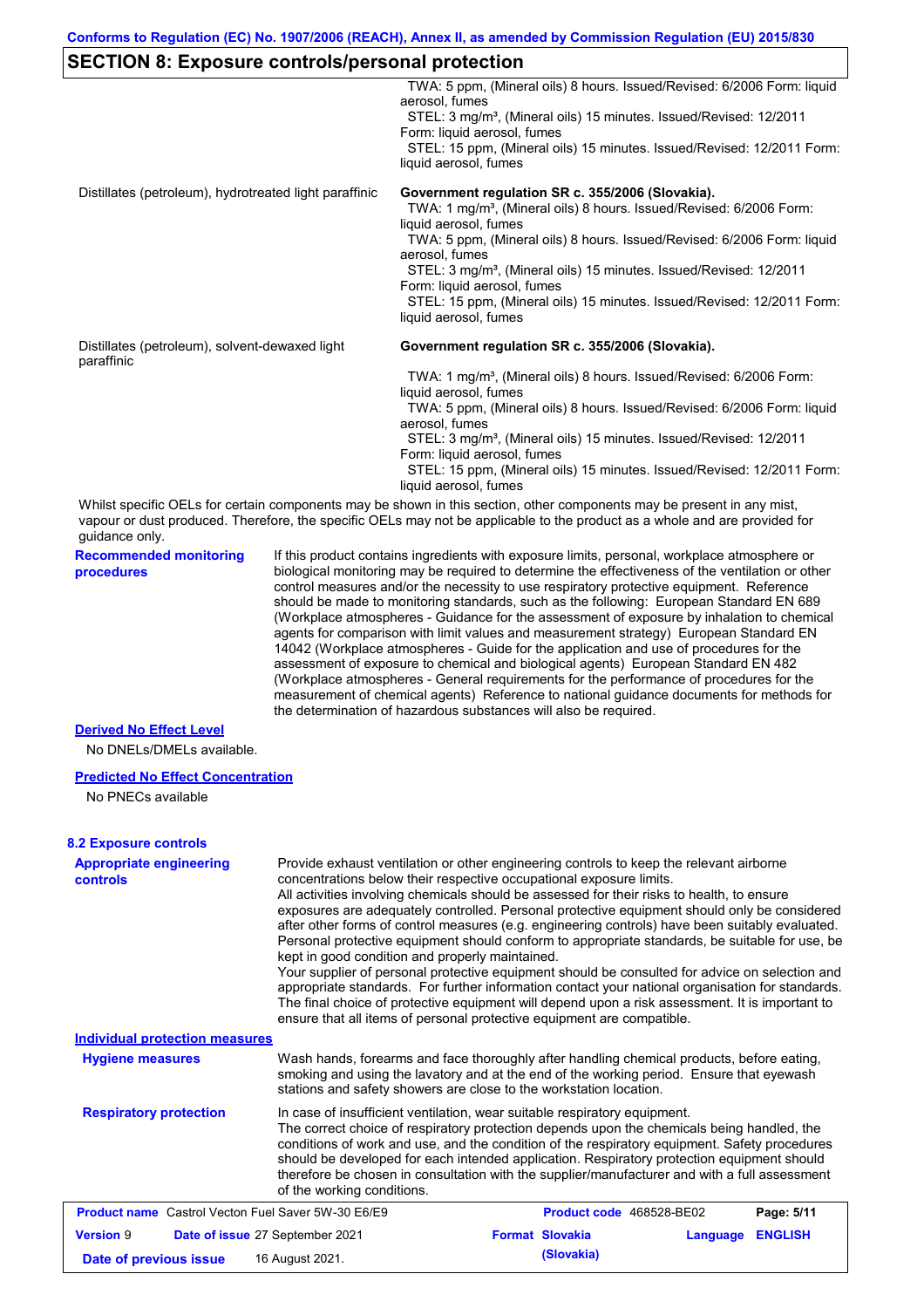## SECTION 8: Exposure controls/personal protection

| | |
|---|---|
| | TWA: 5 ppm, (Mineral oils) 8 hours. Issued/Revised: 6/2006 Form: liquid aerosol, fumes<br>STEL: 3 mg/m³, (Mineral oils) 15 minutes. Issued/Revised: 12/2011 Form: liquid aerosol, fumes<br>STEL: 15 ppm, (Mineral oils) 15 minutes. Issued/Revised: 12/2011 Form: liquid aerosol, fumes |
| Distillates (petroleum), hydrotreated light paraffinic | **Government regulation SR c. 355/2006 (Slovakia).**<br>TWA: 1 mg/m³, (Mineral oils) 8 hours. Issued/Revised: 6/2006 Form: liquid aerosol, fumes<br>TWA: 5 ppm, (Mineral oils) 8 hours. Issued/Revised: 6/2006 Form: liquid aerosol, fumes<br>STEL: 3 mg/m³, (Mineral oils) 15 minutes. Issued/Revised: 12/2011 Form: liquid aerosol, fumes<br>STEL: 15 ppm, (Mineral oils) 15 minutes. Issued/Revised: 12/2011 Form: liquid aerosol, fumes |
| Distillates (petroleum), solvent-dewaxed light paraffinic | **Government regulation SR c. 355/2006 (Slovakia).**<br>TWA: 1 mg/m³, (Mineral oils) 8 hours. Issued/Revised: 6/2006 Form: liquid aerosol, fumes<br>TWA: 5 ppm, (Mineral oils) 8 hours. Issued/Revised: 6/2006 Form: liquid aerosol, fumes<br>STEL: 3 mg/m³, (Mineral oils) 15 minutes. Issued/Revised: 12/2011 Form: liquid aerosol, fumes<br>STEL: 15 ppm, (Mineral oils) 15 minutes. Issued/Revised: 12/2011 Form: liquid aerosol, fumes |

Whilst specific OELs for certain components may be shown in this section, other components may be present in any mist, vapour or dust produced. Therefore, the specific OELs may not be applicable to the product as a whole and are provided for guidance only.

**Recommended monitoring procedures**

If this product contains ingredients with exposure limits, personal, workplace atmosphere or biological monitoring may be required to determine the effectiveness of the ventilation or other control measures and/or the necessity to use respiratory protective equipment. Reference should be made to monitoring standards, such as the following: European Standard EN 689 (Workplace atmospheres - Guidance for the assessment of exposure by inhalation to chemical agents for comparison with limit values and measurement strategy) European Standard EN 14042 (Workplace atmospheres - Guide for the application and use of procedures for the assessment of exposure to chemical and biological agents) European Standard EN 482 (Workplace atmospheres - General requirements for the performance of procedures for the measurement of chemical agents) Reference to national guidance documents for methods for the determination of hazardous substances will also be required.

**Derived No Effect Level**

No DNELs/DMELs available.

**Predicted No Effect Concentration**

No PNECs available

### 8.2 Exposure controls

**Appropriate engineering controls**

Provide exhaust ventilation or other engineering controls to keep the relevant airborne concentrations below their respective occupational exposure limits.
All activities involving chemicals should be assessed for their risks to health, to ensure exposures are adequately controlled. Personal protective equipment should only be considered after other forms of control measures (e.g. engineering controls) have been suitably evaluated. Personal protective equipment should conform to appropriate standards, be suitable for use, be kept in good condition and properly maintained.
Your supplier of personal protective equipment should be consulted for advice on selection and appropriate standards. For further information contact your national organisation for standards. The final choice of protective equipment will depend upon a risk assessment. It is important to ensure that all items of personal protective equipment are compatible.

**Individual protection measures**

**Hygiene measures**

Wash hands, forearms and face thoroughly after handling chemical products, before eating, smoking and using the lavatory and at the end of the working period. Ensure that eyewash stations and safety showers are close to the workstation location.

**Respiratory protection**

In case of insufficient ventilation, wear suitable respiratory equipment.
The correct choice of respiratory protection depends upon the chemicals being handled, the conditions of work and use, and the condition of the respiratory equipment. Safety procedures should be developed for each intended application. Respiratory protection equipment should therefore be chosen in consultation with the supplier/manufacturer and with a full assessment of the working conditions.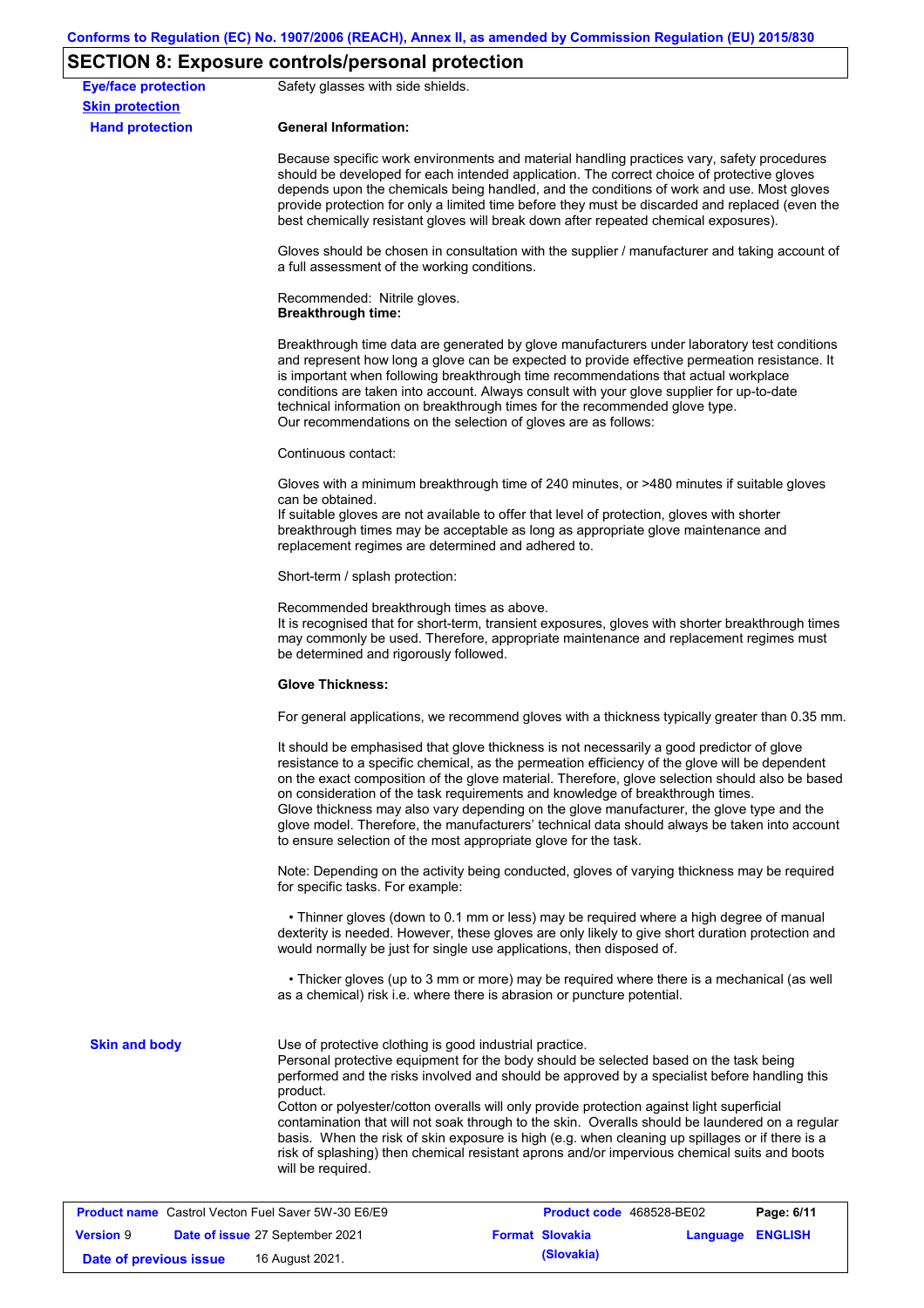## SECTION 8: Exposure controls/personal protection

**Eye/face protection**

Safety glasses with side shields.

**Skin protection**

**Hand protection**

**General Information:**

Because specific work environments and material handling practices vary, safety procedures should be developed for each intended application. The correct choice of protective gloves depends upon the chemicals being handled, and the conditions of work and use. Most gloves provide protection for only a limited time before they must be discarded and replaced (even the best chemically resistant gloves will break down after repeated chemical exposures).

Gloves should be chosen in consultation with the supplier / manufacturer and taking account of a full assessment of the working conditions.

Recommended: Nitrile gloves.
**Breakthrough time:**

Breakthrough time data are generated by glove manufacturers under laboratory test conditions and represent how long a glove can be expected to provide effective permeation resistance. It is important when following breakthrough time recommendations that actual workplace conditions are taken into account. Always consult with your glove supplier for up-to-date technical information on breakthrough times for the recommended glove type.
Our recommendations on the selection of gloves are as follows:

Continuous contact:

Gloves with a minimum breakthrough time of 240 minutes, or >480 minutes if suitable gloves can be obtained.
If suitable gloves are not available to offer that level of protection, gloves with shorter breakthrough times may be acceptable as long as appropriate glove maintenance and replacement regimes are determined and adhered to.

Short-term / splash protection:

Recommended breakthrough times as above.
It is recognised that for short-term, transient exposures, gloves with shorter breakthrough times may commonly be used. Therefore, appropriate maintenance and replacement regimes must be determined and rigorously followed.

**Glove Thickness:**

For general applications, we recommend gloves with a thickness typically greater than 0.35 mm.

It should be emphasised that glove thickness is not necessarily a good predictor of glove resistance to a specific chemical, as the permeation efficiency of the glove will be dependent on the exact composition of the glove material. Therefore, glove selection should also be based on consideration of the task requirements and knowledge of breakthrough times.
Glove thickness may also vary depending on the glove manufacturer, the glove type and the glove model. Therefore, the manufacturers' technical data should always be taken into account to ensure selection of the most appropriate glove for the task.

Note: Depending on the activity being conducted, gloves of varying thickness may be required for specific tasks. For example:

- Thinner gloves (down to 0.1 mm or less) may be required where a high degree of manual dexterity is needed. However, these gloves are only likely to give short duration protection and would normally be just for single use applications, then disposed of.

- Thicker gloves (up to 3 mm or more) may be required where there is a mechanical (as well as a chemical) risk i.e. where there is abrasion or puncture potential.

**Skin and body**

Use of protective clothing is good industrial practice.
Personal protective equipment for the body should be selected based on the task being performed and the risks involved and should be approved by a specialist before handling this product.
Cotton or polyester/cotton overalls will only provide protection against light superficial contamination that will not soak through to the skin. Overalls should be laundered on a regular basis. When the risk of skin exposure is high (e.g. when cleaning up spillages or if there is a risk of splashing) then chemical resistant aprons and/or impervious chemical suits and boots will be required.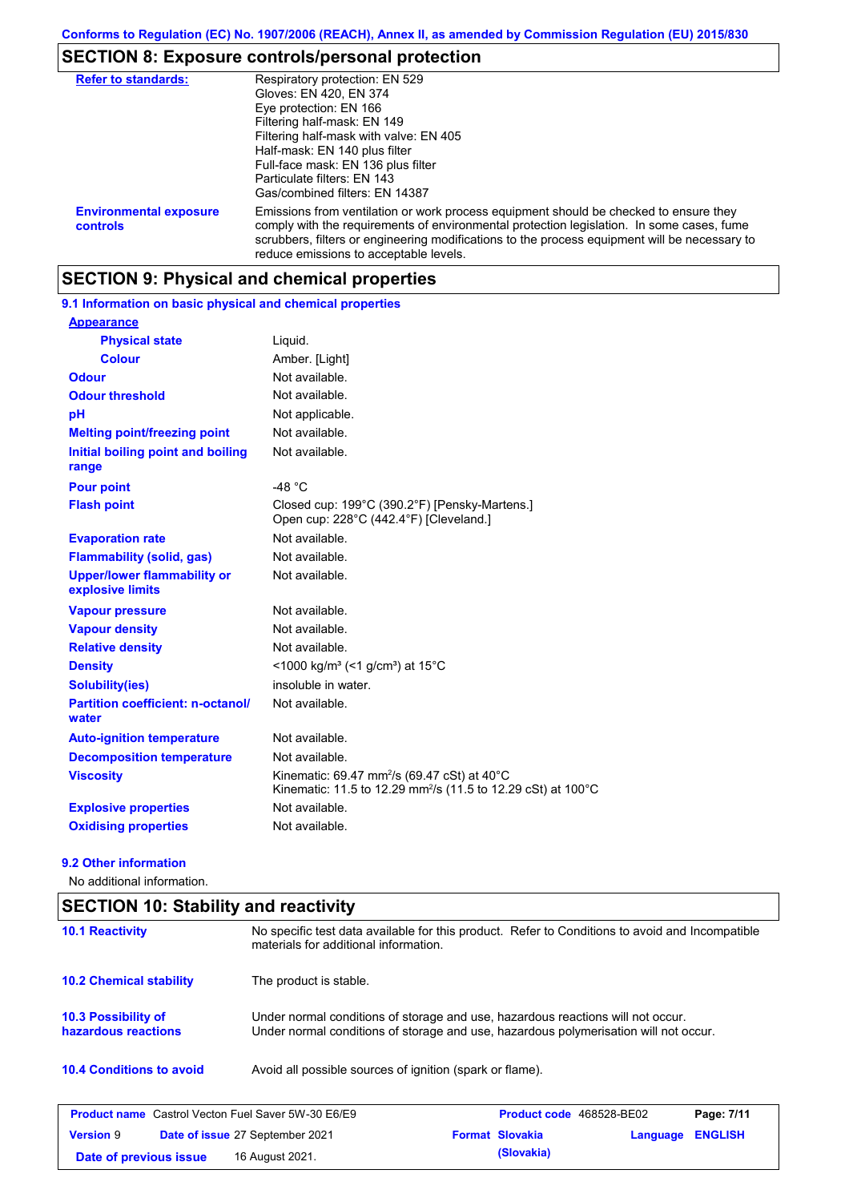## SECTION 8: Exposure controls/personal protection

| | |
|---|---|
| **Refer to standards:** | Respiratory protection: EN 529<br>Gloves: EN 420, EN 374<br>Eye protection: EN 166<br>Filtering half-mask: EN 149<br>Filtering half-mask with valve: EN 405<br>Half-mask: EN 140 plus filter<br>Full-face mask: EN 136 plus filter<br>Particulate filters: EN 143<br>Gas/combined filters: EN 14387 |
| **Environmental exposure controls** | Emissions from ventilation or work process equipment should be checked to ensure they comply with the requirements of environmental protection legislation. In some cases, fume scrubbers, filters or engineering modifications to the process equipment will be necessary to reduce emissions to acceptable levels. |

## SECTION 9: Physical and chemical properties

### 9.1 Information on basic physical and chemical properties

| | |
|---|---|
| **Appearance** | |
| **Physical state** | Liquid. |
| **Colour** | Amber. [Light] |
| **Odour** | Not available. |
| **Odour threshold** | Not available. |
| **pH** | Not applicable. |
| **Melting point/freezing point** | Not available. |
| **Initial boiling point and boiling range** | Not available. |
| **Pour point** | -48 °C |
| **Flash point** | Closed cup: 199°C (390.2°F) [Pensky-Martens.]<br>Open cup: 228°C (442.4°F) [Cleveland.] |
| **Evaporation rate** | Not available. |
| **Flammability (solid, gas)** | Not available. |
| **Upper/lower flammability or explosive limits** | Not available. |
| **Vapour pressure** | Not available. |
| **Vapour density** | Not available. |
| **Relative density** | Not available. |
| **Density** | <1000 kg/m³ (<1 g/cm³) at 15°C |
| **Solubility(ies)** | insoluble in water. |
| **Partition coefficient: n-octanol/water** | Not available. |
| **Auto-ignition temperature** | Not available. |
| **Decomposition temperature** | Not available. |
| **Viscosity** | Kinematic: 69.47 mm²/s (69.47 cSt) at 40°C<br>Kinematic: 11.5 to 12.29 mm²/s (11.5 to 12.29 cSt) at 100°C |
| **Explosive properties** | Not available. |
| **Oxidising properties** | Not available. |

### 9.2 Other information

No additional information.

## SECTION 10: Stability and reactivity

| | |
|---|---|
| **10.1 Reactivity** | No specific test data available for this product. Refer to Conditions to avoid and Incompatible materials for additional information. |
| **10.2 Chemical stability** | The product is stable. |
| **10.3 Possibility of hazardous reactions** | Under normal conditions of storage and use, hazardous reactions will not occur.<br>Under normal conditions of storage and use, hazardous polymerisation will not occur. |
| **10.4 Conditions to avoid** | Avoid all possible sources of ignition (spark or flame). |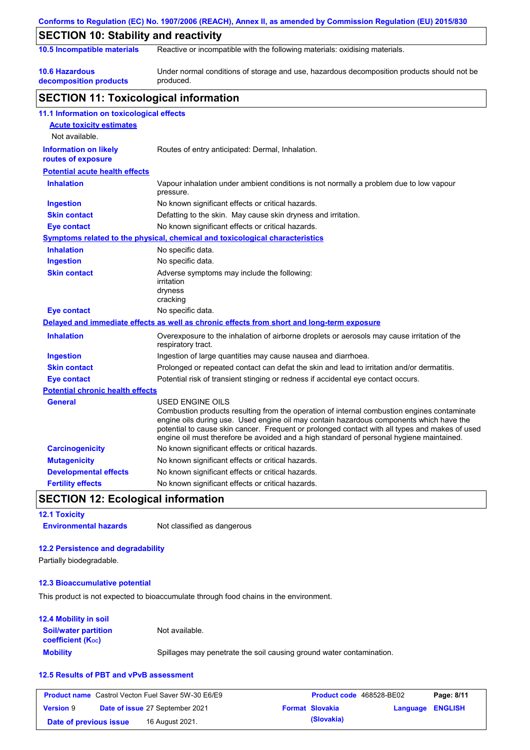## SECTION 10: Stability and reactivity

| | |
|---|---|
| **10.5 Incompatible materials** | Reactive or incompatible with the following materials: oxidising materials. |
| **10.6 Hazardous decomposition products** | Under normal conditions of storage and use, hazardous decomposition products should not be produced. |

## SECTION 11: Toxicological information

### 11.1 Information on toxicological effects

**Acute toxicity estimates**

Not available.

| | |
|---|---|
| **Information on likely routes of exposure** | Routes of entry anticipated: Dermal, Inhalation. |

**Potential acute health effects**

| | |
|---|---|
| **Inhalation** | Vapour inhalation under ambient conditions is not normally a problem due to low vapour pressure. |
| **Ingestion** | No known significant effects or critical hazards. |
| **Skin contact** | Defatting to the skin. May cause skin dryness and irritation. |
| **Eye contact** | No known significant effects or critical hazards. |

**Symptoms related to the physical, chemical and toxicological characteristics**

| | |
|---|---|
| **Inhalation** | No specific data. |
| **Ingestion** | No specific data. |
| **Skin contact** | Adverse symptoms may include the following:<br>irritation<br>dryness<br>cracking |
| **Eye contact** | No specific data. |

**Delayed and immediate effects as well as chronic effects from short and long-term exposure**

| | |
|---|---|
| **Inhalation** | Overexposure to the inhalation of airborne droplets or aerosols may cause irritation of the respiratory tract. |
| **Ingestion** | Ingestion of large quantities may cause nausea and diarrhoea. |
| **Skin contact** | Prolonged or repeated contact can defat the skin and lead to irritation and/or dermatitis. |
| **Eye contact** | Potential risk of transient stinging or redness if accidental eye contact occurs. |

**Potential chronic health effects**

| | |
|---|---|
| **General** | USED ENGINE OILS<br>Combustion products resulting from the operation of internal combustion engines contaminate engine oils during use. Used engine oil may contain hazardous components which have the potential to cause skin cancer. Frequent or prolonged contact with all types and makes of used engine oil must therefore be avoided and a high standard of personal hygiene maintained. |
| **Carcinogenicity** | No known significant effects or critical hazards. |
| **Mutagenicity** | No known significant effects or critical hazards. |
| **Developmental effects** | No known significant effects or critical hazards. |
| **Fertility effects** | No known significant effects or critical hazards. |

## SECTION 12: Ecological information

### 12.1 Toxicity

| | |
|---|---|
| **Environmental hazards** | Not classified as dangerous |

### 12.2 Persistence and degradability

Partially biodegradable.

### 12.3 Bioaccumulative potential

This product is not expected to bioaccumulate through food chains in the environment.

### 12.4 Mobility in soil

| | |
|---|---|
| **Soil/water partition coefficient ($K_{OC}$)** | Not available. |
| **Mobility** | Spillages may penetrate the soil causing ground water contamination. |

### 12.5 Results of PBT and vPvB assessment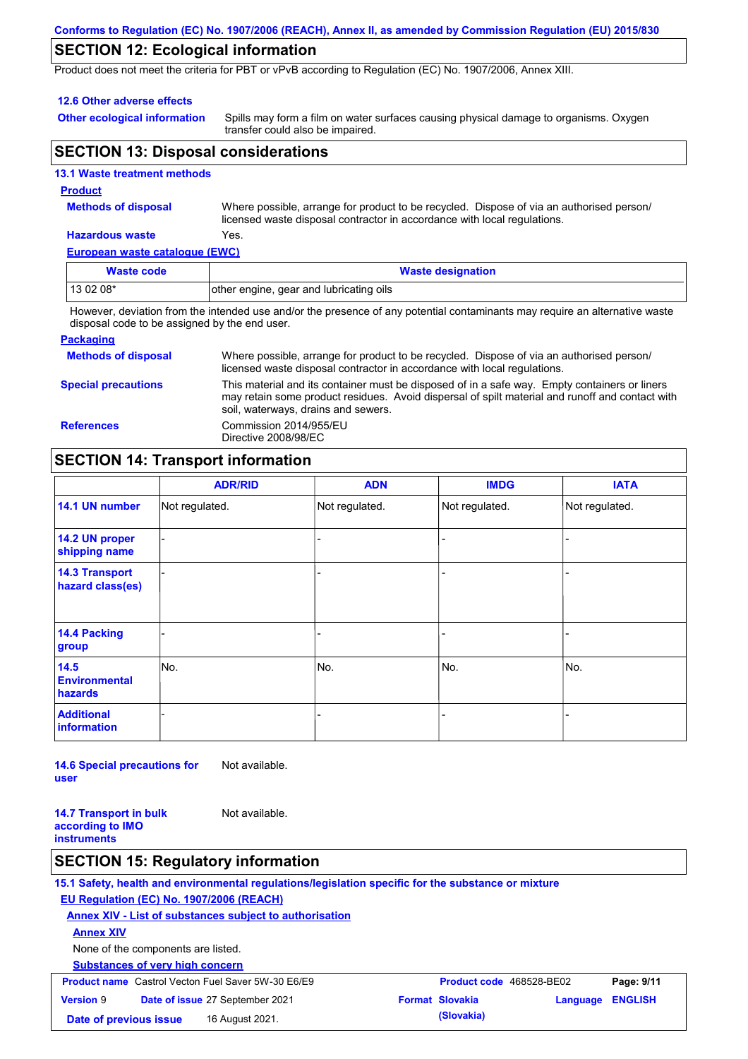## SECTION 12: Ecological information

Product does not meet the criteria for PBT or vPvB according to Regulation (EC) No. 1907/2006, Annex XIII.

### 12.6 Other adverse effects

**Other ecological information**: Spills may form a film on water surfaces causing physical damage to organisms. Oxygen transfer could also be impaired.

## SECTION 13: Disposal considerations

### 13.1 Waste treatment methods

**Product**

**Methods of disposal**: Where possible, arrange for product to be recycled. Dispose of via an authorised person/ licensed waste disposal contractor in accordance with local regulations.

**Hazardous waste**: Yes.

**European waste catalogue (EWC)**

| Waste code | Waste designation |
|---|---|
| 13 02 08* | other engine, gear and lubricating oils |

However, deviation from the intended use and/or the presence of any potential contaminants may require an alternative waste disposal code to be assigned by the end user.

**Packaging**

**Methods of disposal**: Where possible, arrange for product to be recycled. Dispose of via an authorised person/ licensed waste disposal contractor in accordance with local regulations.

**Special precautions**: This material and its container must be disposed of in a safe way. Empty containers or liners may retain some product residues. Avoid dispersal of spilt material and runoff and contact with soil, waterways, drains and sewers.

**References**: Commission 2014/955/EU
Directive 2008/98/EC

## SECTION 14: Transport information

| | ADR/RID | ADN | IMDG | IATA |
|---|---|---|---|---|
| 14.1 UN number | Not regulated. | Not regulated. | Not regulated. | Not regulated. |
| 14.2 UN proper shipping name | - | - | - | - |
| 14.3 Transport hazard class(es) | - | - | - | - |
| 14.4 Packing group | - | - | - | - |
| 14.5 Environmental hazards | No. | No. | No. | No. |
| Additional information | - | - | - | - |

**14.6 Special precautions for user**: Not available.

**14.7 Transport in bulk according to IMO instruments**: Not available.

## SECTION 15: Regulatory information

### 15.1 Safety, health and environmental regulations/legislation specific for the substance or mixture

**EU Regulation (EC) No. 1907/2006 (REACH)**

**Annex XIV - List of substances subject to authorisation**

**Annex XIV**

None of the components are listed.

**Substances of very high concern**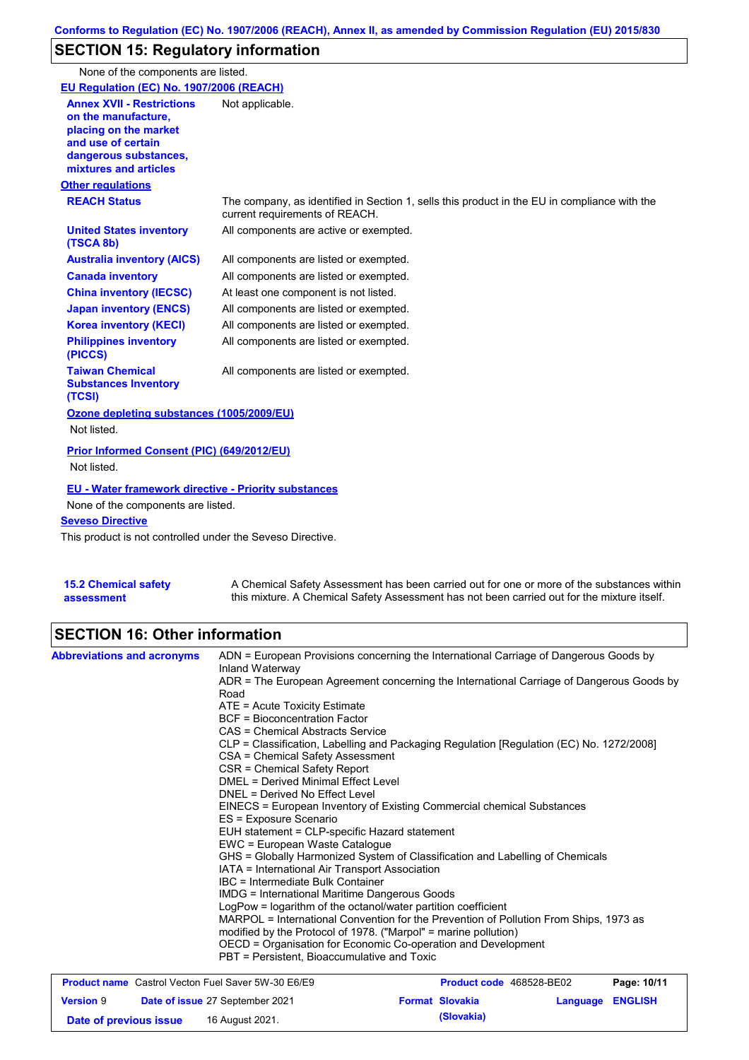## SECTION 15: Regulatory information

None of the components are listed.

**EU Regulation (EC) No. 1907/2006 (REACH)**

| | |
|---|---|
| **Annex XVII - Restrictions on the manufacture, placing on the market and use of certain dangerous substances, mixtures and articles** | Not applicable. |

**Other regulations**

| | |
|---|---|
| **REACH Status** | The company, as identified in Section 1, sells this product in the EU in compliance with the current requirements of REACH. |
| **United States inventory (TSCA 8b)** | All components are active or exempted. |
| **Australia inventory (AICS)** | All components are listed or exempted. |
| **Canada inventory** | All components are listed or exempted. |
| **China inventory (IECSC)** | At least one component is not listed. |
| **Japan inventory (ENCS)** | All components are listed or exempted. |
| **Korea inventory (KECI)** | All components are listed or exempted. |
| **Philippines inventory (PICCS)** | All components are listed or exempted. |
| **Taiwan Chemical Substances Inventory (TCSI)** | All components are listed or exempted. |

**Ozone depleting substances (1005/2009/EU)**

Not listed.

**Prior Informed Consent (PIC) (649/2012/EU)**

Not listed.

**EU - Water framework directive - Priority substances**

None of the components are listed.

**Seveso Directive**

This product is not controlled under the Seveso Directive.

| | |
|---|---|
| **15.2 Chemical safety assessment** | A Chemical Safety Assessment has been carried out for one or more of the substances within this mixture. A Chemical Safety Assessment has not been carried out for the mixture itself. |

## SECTION 16: Other information

**Abbreviations and acronyms**

ADN = European Provisions concerning the International Carriage of Dangerous Goods by Inland Waterway
ADR = The European Agreement concerning the International Carriage of Dangerous Goods by Road
ATE = Acute Toxicity Estimate
BCF = Bioconcentration Factor
CAS = Chemical Abstracts Service
CLP = Classification, Labelling and Packaging Regulation [Regulation (EC) No. 1272/2008]
CSA = Chemical Safety Assessment
CSR = Chemical Safety Report
DMEL = Derived Minimal Effect Level
DNEL = Derived No Effect Level
EINECS = European Inventory of Existing Commercial chemical Substances
ES = Exposure Scenario
EUH statement = CLP-specific Hazard statement
EWC = European Waste Catalogue
GHS = Globally Harmonized System of Classification and Labelling of Chemicals
IATA = International Air Transport Association
IBC = Intermediate Bulk Container
IMDG = International Maritime Dangerous Goods
LogPow = logarithm of the octanol/water partition coefficient
MARPOL = International Convention for the Prevention of Pollution From Ships, 1973 as modified by the Protocol of 1978. ("Marpol" = marine pollution)
OECD = Organisation for Economic Co-operation and Development
PBT = Persistent, Bioaccumulative and Toxic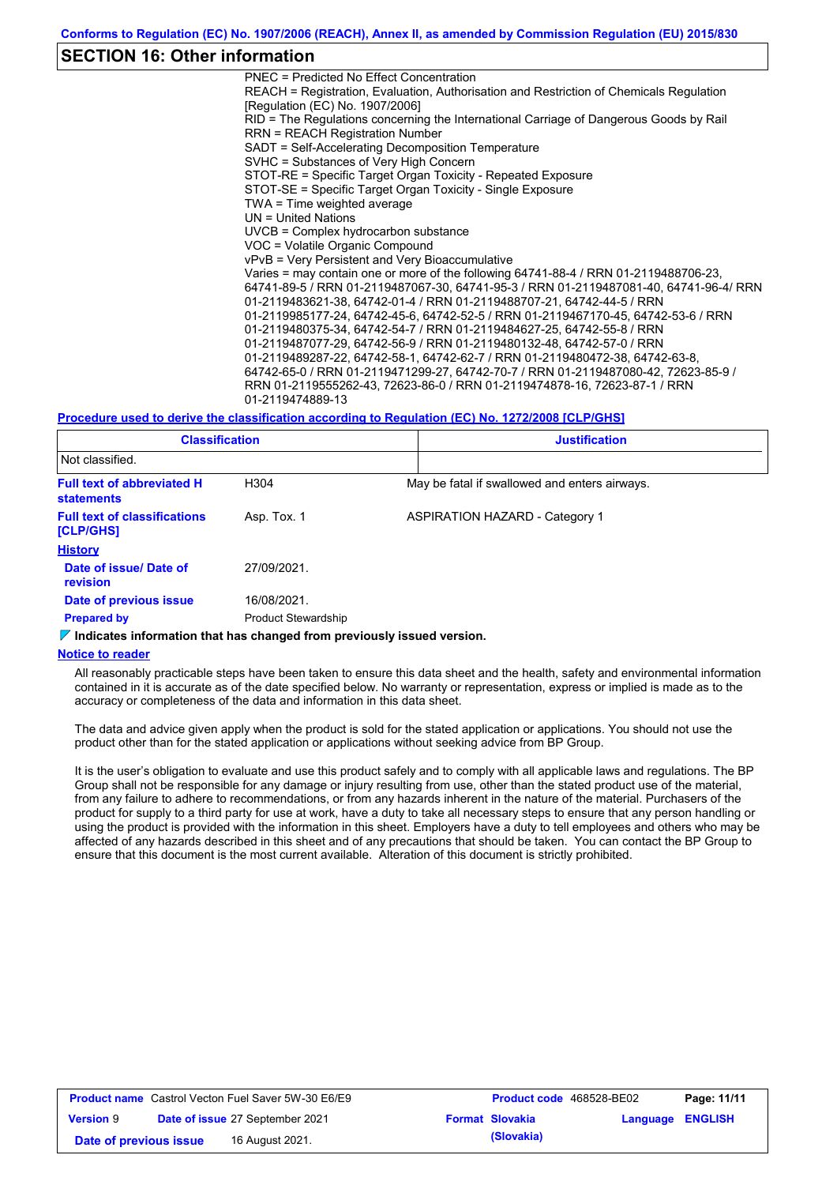## SECTION 16: Other information

PNEC = Predicted No Effect Concentration
REACH = Registration, Evaluation, Authorisation and Restriction of Chemicals Regulation [Regulation (EC) No. 1907/2006]
RID = The Regulations concerning the International Carriage of Dangerous Goods by Rail
RRN = REACH Registration Number
SADT = Self-Accelerating Decomposition Temperature
SVHC = Substances of Very High Concern
STOT-RE = Specific Target Organ Toxicity - Repeated Exposure
STOT-SE = Specific Target Organ Toxicity - Single Exposure
TWA = Time weighted average
UN = United Nations
UVCB = Complex hydrocarbon substance
VOC = Volatile Organic Compound
vPvB = Very Persistent and Very Bioaccumulative
Varies = may contain one or more of the following 64741-88-4 / RRN 01-2119488706-23, 64741-89-5 / RRN 01-2119487067-30, 64741-95-3 / RRN 01-2119487081-40, 64741-96-4/ RRN 01-2119483621-38, 64742-01-4 / RRN 01-2119488707-21, 64742-44-5 / RRN 01-2119985177-24, 64742-45-6, 64742-52-5 / RRN 01-2119467170-45, 64742-53-6 / RRN 01-2119480375-34, 64742-54-7 / RRN 01-2119484627-25, 64742-55-8 / RRN 01-2119487077-29, 64742-56-9 / RRN 01-2119480132-48, 64742-57-0 / RRN 01-2119489287-22, 64742-58-1, 64742-62-7 / RRN 01-2119480472-38, 64742-63-8, 64742-65-0 / RRN 01-2119471299-27, 64742-70-7 / RRN 01-2119487080-42, 72623-85-9 / RRN 01-2119555262-43, 72623-86-0 / RRN 01-2119474878-16, 72623-87-1 / RRN 01-2119474889-13

**Procedure used to derive the classification according to Regulation (EC) No. 1272/2008 [CLP/GHS]**

| Classification | Justification |
|---|---|
| Not classified. | |

**Full text of abbreviated H statements** H304 May be fatal if swallowed and enters airways.

**Full text of classifications [CLP/GHS]** Asp. Tox. 1 ASPIRATION HAZARD - Category 1

**History**

**Date of issue/ Date of revision** 27/09/2021.

**Date of previous issue** 16/08/2021.

**Prepared by** Product Stewardship

**Indicates information that has changed from previously issued version.**

**Notice to reader**

All reasonably practicable steps have been taken to ensure this data sheet and the health, safety and environmental information contained in it is accurate as of the date specified below. No warranty or representation, express or implied is made as to the accuracy or completeness of the data and information in this data sheet.

The data and advice given apply when the product is sold for the stated application or applications. You should not use the product other than for the stated application or applications without seeking advice from BP Group.

It is the user's obligation to evaluate and use this product safely and to comply with all applicable laws and regulations. The BP Group shall not be responsible for any damage or injury resulting from use, other than the stated product use of the material, from any failure to adhere to recommendations, or from any hazards inherent in the nature of the material. Purchasers of the product for supply to a third party for use at work, have a duty to take all necessary steps to ensure that any person handling or using the product is provided with the information in this sheet. Employers have a duty to tell employees and others who may be affected of any hazards described in this sheet and of any precautions that should be taken. You can contact the BP Group to ensure that this document is the most current available. Alteration of this document is strictly prohibited.